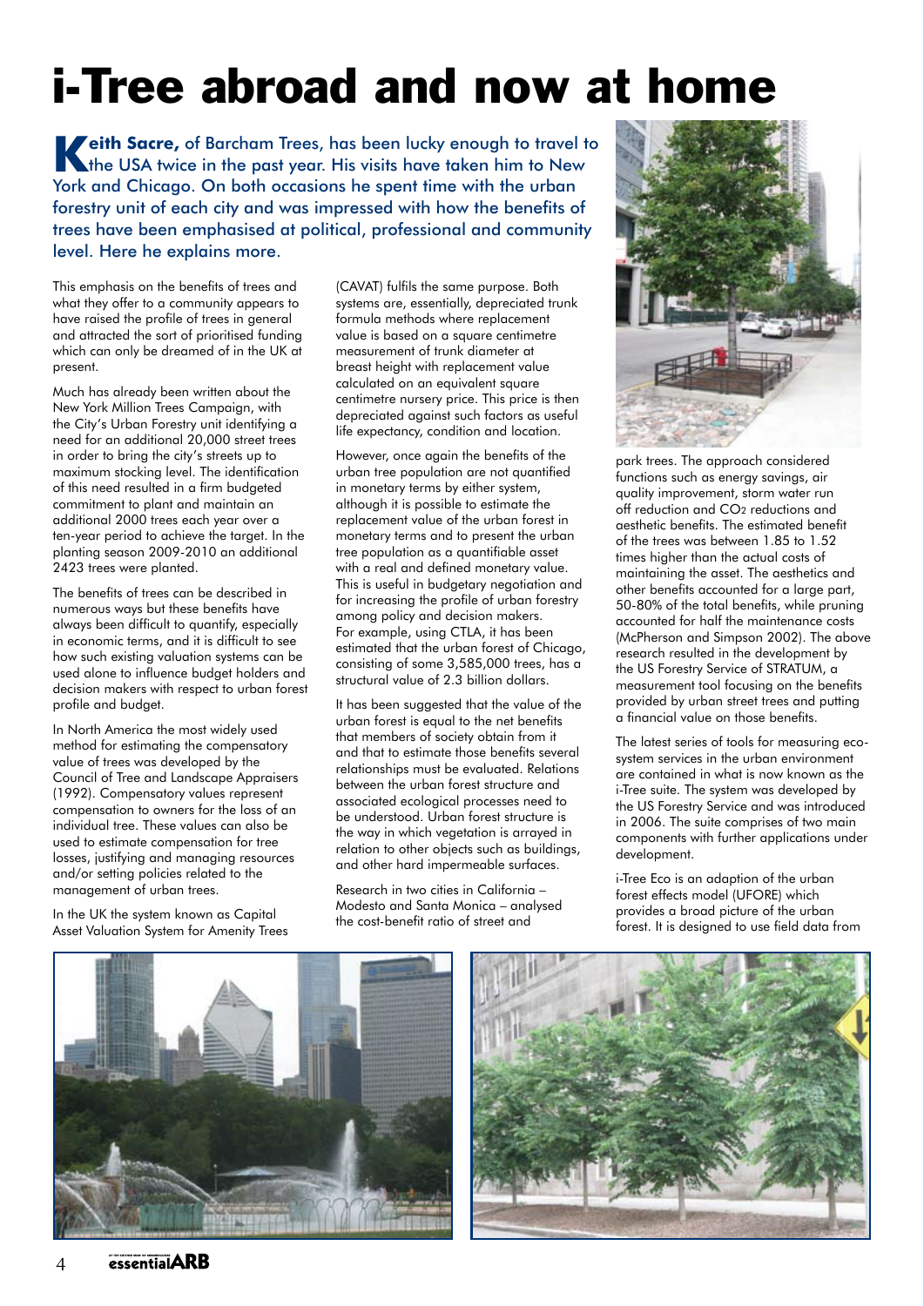# i-Tree abroad and now at home

**Keith Sacre,** of Barcham Trees, has been lucky enough to travel to the USA twice in the past year. His visits have taken him to New York and Chicago. On both occasions he spent time with the urban forestry unit of each city and was impressed with how the benefits of trees have been emphasised at political, professional and community level. Here he explains more.

This emphasis on the benefits of trees and what they offer to a community appears to have raised the profile of trees in general and attracted the sort of prioritised funding which can only be dreamed of in the UK at present.

Much has already been written about the New York Million Trees Campaign, with the City's Urban Forestry unit identifying a need for an additional 20,000 street trees in order to bring the city's streets up to maximum stocking level. The identification of this need resulted in a firm budgeted commitment to plant and maintain an additional 2000 trees each year over a ten-year period to achieve the target. In the planting season 2009-2010 an additional 2423 trees were planted.

The benefits of trees can be described in numerous ways but these benefits have always been difficult to quantify, especially in economic terms, and it is difficult to see how such existing valuation systems can be used alone to influence budget holders and decision makers with respect to urban forest profile and budget.

In North America the most widely used method for estimating the compensatory value of trees was developed by the Council of Tree and Landscape Appraisers (1992). Compensatory values represent compensation to owners for the loss of an individual tree. These values can also be used to estimate compensation for tree losses, justifying and managing resources and/or setting policies related to the management of urban trees.

In the UK the system known as Capital Asset Valuation System for Amenity Trees (CAVAT) fulfils the same purpose. Both systems are, essentially, depreciated trunk formula methods where replacement value is based on a square centimetre measurement of trunk diameter at breast height with replacement value calculated on an equivalent square centimetre nursery price. This price is then depreciated against such factors as useful life expectancy, condition and location.

However, once again the benefits of the urban tree population are not quantified in monetary terms by either system, although it is possible to estimate the replacement value of the urban forest in monetary terms and to present the urban tree population as a quantifiable asset with a real and defined monetary value. This is useful in budgetary negotiation and for increasing the profile of urban forestry among policy and decision makers. For example, using CTLA, it has been estimated that the urban forest of Chicago, consisting of some 3,585,000 trees, has a structural value of 2.3 billion dollars.

It has been suggested that the value of the urban forest is equal to the net benefits that members of society obtain from it and that to estimate those benefits several relationships must be evaluated. Relations between the urban forest structure and associated ecological processes need to be understood. Urban forest structure is the way in which vegetation is arrayed in relation to other objects such as buildings, and other hard impermeable surfaces.

Research in two cities in California – Modesto and Santa Monica – analysed the cost-benefit ratio of street and park trees. The approach considered functions such as energy savings, air quality improvement, storm water run off reduction and $CO_2$ reductions and aesthetic benefits. The estimated benefit of the trees was between 1.85 to 1.52 times higher than the actual costs of maintaining the asset. The aesthetics and other benefits accounted for a large part, 50-80% of the total benefits, while pruning accounted for half the maintenance costs (McPherson and Simpson 2002). The above research resulted in the development by the US Forestry Service of STRATUM, a measurement tool focusing on the benefits provided by urban street trees and putting a financial value on those benefits.

The latest series of tools for measuring eco-system services in the urban environment are contained in what is now known as the i-Tree suite. The system was developed by the US Forestry Service and was introduced in 2006. The suite comprises of two main components with further applications under development.

i-Tree Eco is an adaption of the urban forest effects model (UFORE) which provides a broad picture of the urban forest. It is designed to use field data from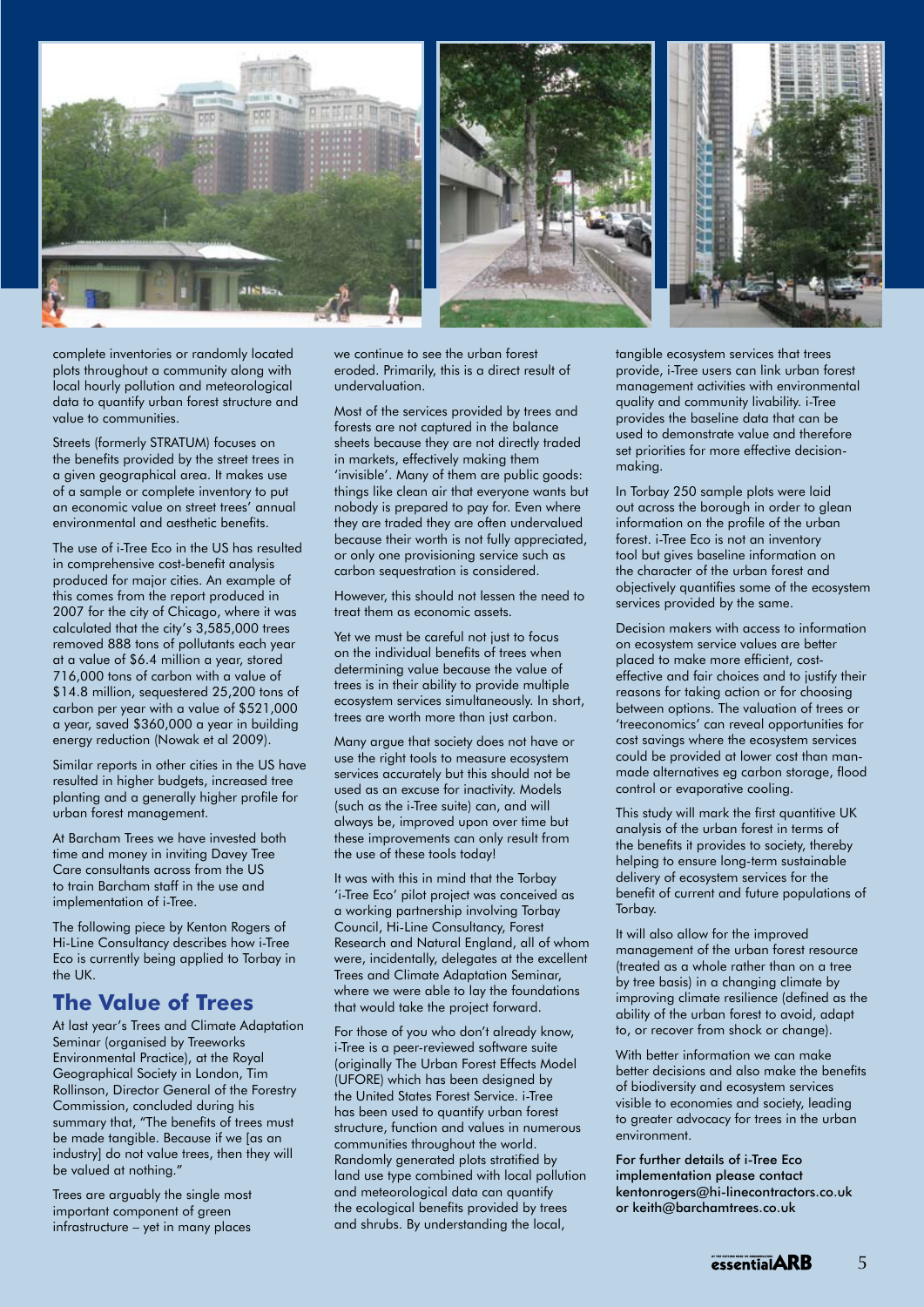complete inventories or randomly located plots throughout a community along with local hourly pollution and meteorological data to quantify urban forest structure and value to communities.

Streets (formerly STRATUM) focuses on the benefits provided by the street trees in a given geographical area. It makes use of a sample or complete inventory to put an economic value on street trees' annual environmental and aesthetic benefits.

The use of i-Tree Eco in the US has resulted in comprehensive cost-benefit analysis produced for major cities. An example of this comes from the report produced in 2007 for the city of Chicago, where it was calculated that the city's 3,585,000 trees removed 888 tons of pollutants each year at a value of $6.4 million a year, stored 716,000 tons of carbon with a value of $14.8 million, sequestered 25,200 tons of carbon per year with a value of $521,000 a year, saved $360,000 a year in building energy reduction (Nowak et al 2009).

Similar reports in other cities in the US have resulted in higher budgets, increased tree planting and a generally higher profile for urban forest management.

At Barcham Trees we have invested both time and money in inviting Davey Tree Care consultants across from the US to train Barcham staff in the use and implementation of i-Tree.

The following piece by Kenton Rogers of Hi-Line Consultancy describes how i-Tree Eco is currently being applied to Torbay in the UK.

## The Value of Trees

At last year's Trees and Climate Adaptation Seminar (organised by Treeworks Environmental Practice), at the Royal Geographical Society in London, Tim Rollinson, Director General of the Forestry Commission, concluded during his summary that, "The benefits of trees must be made tangible. Because if we [as an industry] do not value trees, then they will be valued at nothing."

Trees are arguably the single most important component of green infrastructure – yet in many places we continue to see the urban forest eroded. Primarily, this is a direct result of undervaluation.

Most of the services provided by trees and forests are not captured in the balance sheets because they are not directly traded in markets, effectively making them 'invisible'. Many of them are public goods: things like clean air that everyone wants but nobody is prepared to pay for. Even where they are traded they are often undervalued because their worth is not fully appreciated, or only one provisioning service such as carbon sequestration is considered.

However, this should not lessen the need to treat them as economic assets.

Yet we must be careful not just to focus on the individual benefits of trees when determining value because the value of trees is in their ability to provide multiple ecosystem services simultaneously. In short, trees are worth more than just carbon.

Many argue that society does not have or use the right tools to measure ecosystem services accurately but this should not be used as an excuse for inactivity. Models (such as the i-Tree suite) can, and will always be, improved upon over time but these improvements can only result from the use of these tools today!

It was with this in mind that the Torbay 'i-Tree Eco' pilot project was conceived as a working partnership involving Torbay Council, Hi-Line Consultancy, Forest Research and Natural England, all of whom were, incidentally, delegates at the excellent Trees and Climate Adaptation Seminar, where we were able to lay the foundations that would take the project forward.

For those of you who don't already know, i-Tree is a peer-reviewed software suite (originally The Urban Forest Effects Model (UFORE) which has been designed by the United States Forest Service. i-Tree has been used to quantify urban forest structure, function and values in numerous communities throughout the world. Randomly generated plots stratified by land use type combined with local pollution and meteorological data can quantify the ecological benefits provided by trees and shrubs. By understanding the local, tangible ecosystem services that trees provide, i-Tree users can link urban forest management activities with environmental quality and community livability. i-Tree provides the baseline data that can be used to demonstrate value and therefore set priorities for more effective decision-making.

In Torbay 250 sample plots were laid out across the borough in order to glean information on the profile of the urban forest. i-Tree Eco is not an inventory tool but gives baseline information on the character of the urban forest and objectively quantifies some of the ecosystem services provided by the same.

Decision makers with access to information on ecosystem service values are better placed to make more efficient, cost-effective and fair choices and to justify their reasons for taking action or for choosing between options. The valuation of trees or 'treeconomics' can reveal opportunities for cost savings where the ecosystem services could be provided at lower cost than man-made alternatives eg carbon storage, flood control or evaporative cooling.

This study will mark the first quantitive UK analysis of the urban forest in terms of the benefits it provides to society, thereby helping to ensure long-term sustainable delivery of ecosystem services for the benefit of current and future populations of Torbay.

It will also allow for the improved management of the urban forest resource (treated as a whole rather than on a tree by tree basis) in a changing climate by improving climate resilience (defined as the ability of the urban forest to avoid, adapt to, or recover from shock or change).

With better information we can make better decisions and also make the benefits of biodiversity and ecosystem services visible to economies and society, leading to greater advocacy for trees in the urban environment.

For further details of i-Tree Eco implementation please contact kentonrogers@hi-linecontractors.co.uk or keith@barchamtrees.co.uk